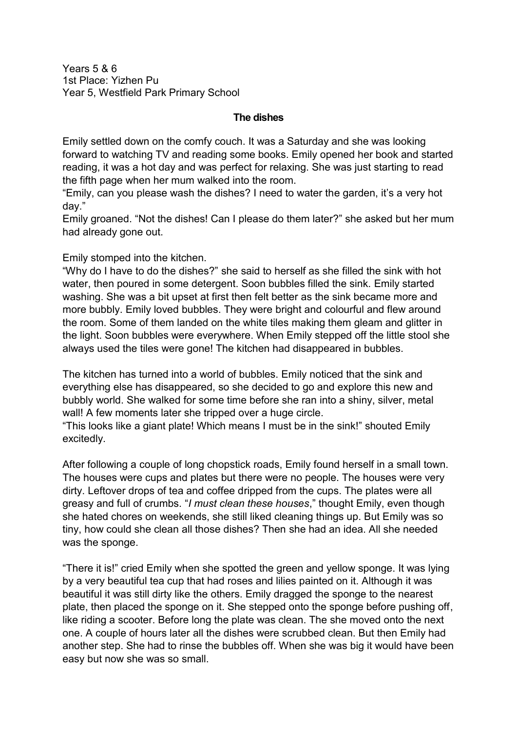Years 5 & 6
1st Place: Yizhen Pu
Year 5, Westfield Park Primary School

## The dishes

Emily settled down on the comfy couch. It was a Saturday and she was looking forward to watching TV and reading some books. Emily opened her book and started reading, it was a hot day and was perfect for relaxing. She was just starting to read the fifth page when her mum walked into the room.

"Emily, can you please wash the dishes? I need to water the garden, it's a very hot day."

Emily groaned. "Not the dishes! Can I please do them later?" she asked but her mum had already gone out.

Emily stomped into the kitchen.

"Why do I have to do the dishes?" she said to herself as she filled the sink with hot water, then poured in some detergent. Soon bubbles filled the sink. Emily started washing. She was a bit upset at first then felt better as the sink became more and more bubbly. Emily loved bubbles. They were bright and colourful and flew around the room. Some of them landed on the white tiles making them gleam and glitter in the light. Soon bubbles were everywhere. When Emily stepped off the little stool she always used the tiles were gone! The kitchen had disappeared in bubbles.

The kitchen has turned into a world of bubbles. Emily noticed that the sink and everything else has disappeared, so she decided to go and explore this new and bubbly world. She walked for some time before she ran into a shiny, silver, metal wall! A few moments later she tripped over a huge circle.

"This looks like a giant plate! Which means I must be in the sink!" shouted Emily excitedly.

After following a couple of long chopstick roads, Emily found herself in a small town. The houses were cups and plates but there were no people. The houses were very dirty. Leftover drops of tea and coffee dripped from the cups. The plates were all greasy and full of crumbs. "*I must clean these houses*," thought Emily, even though she hated chores on weekends, she still liked cleaning things up. But Emily was so tiny, how could she clean all those dishes? Then she had an idea. All she needed was the sponge.

"There it is!" cried Emily when she spotted the green and yellow sponge. It was lying by a very beautiful tea cup that had roses and lilies painted on it. Although it was beautiful it was still dirty like the others. Emily dragged the sponge to the nearest plate, then placed the sponge on it. She stepped onto the sponge before pushing off, like riding a scooter. Before long the plate was clean. The she moved onto the next one. A couple of hours later all the dishes were scrubbed clean. But then Emily had another step. She had to rinse the bubbles off. When she was big it would have been easy but now she was so small.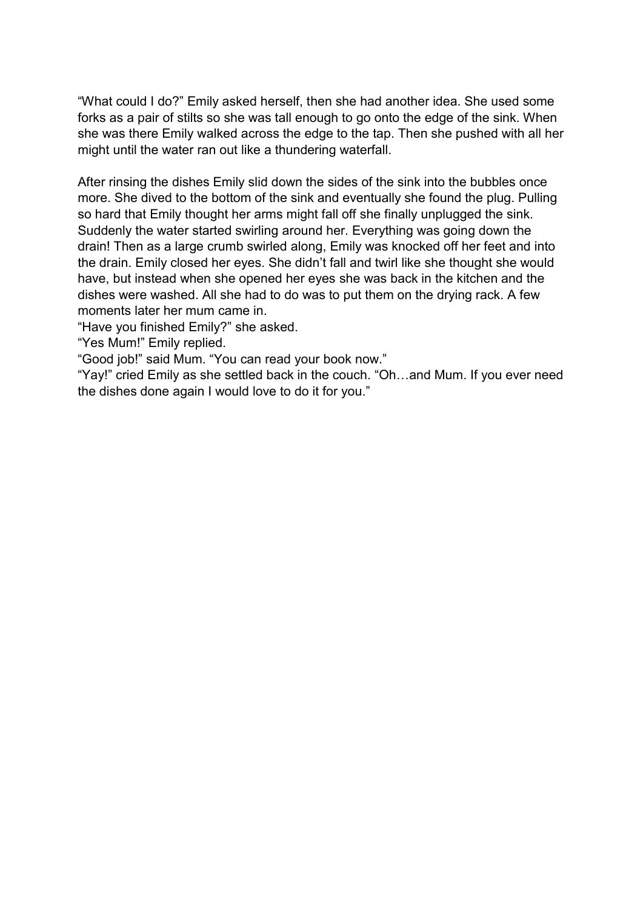“What could I do?” Emily asked herself, then she had another idea. She used some forks as a pair of stilts so she was tall enough to go onto the edge of the sink. When she was there Emily walked across the edge to the tap. Then she pushed with all her might until the water ran out like a thundering waterfall.

After rinsing the dishes Emily slid down the sides of the sink into the bubbles once more. She dived to the bottom of the sink and eventually she found the plug. Pulling so hard that Emily thought her arms might fall off she finally unplugged the sink. Suddenly the water started swirling around her. Everything was going down the drain! Then as a large crumb swirled along, Emily was knocked off her feet and into the drain. Emily closed her eyes. She didn’t fall and twirl like she thought she would have, but instead when she opened her eyes she was back in the kitchen and the dishes were washed. All she had to do was to put them on the drying rack. A few moments later her mum came in.

“Have you finished Emily?” she asked.

“Yes Mum!” Emily replied.

“Good job!” said Mum. “You can read your book now.”

“Yay!” cried Emily as she settled back in the couch. “Oh…and Mum. If you ever need the dishes done again I would love to do it for you.”